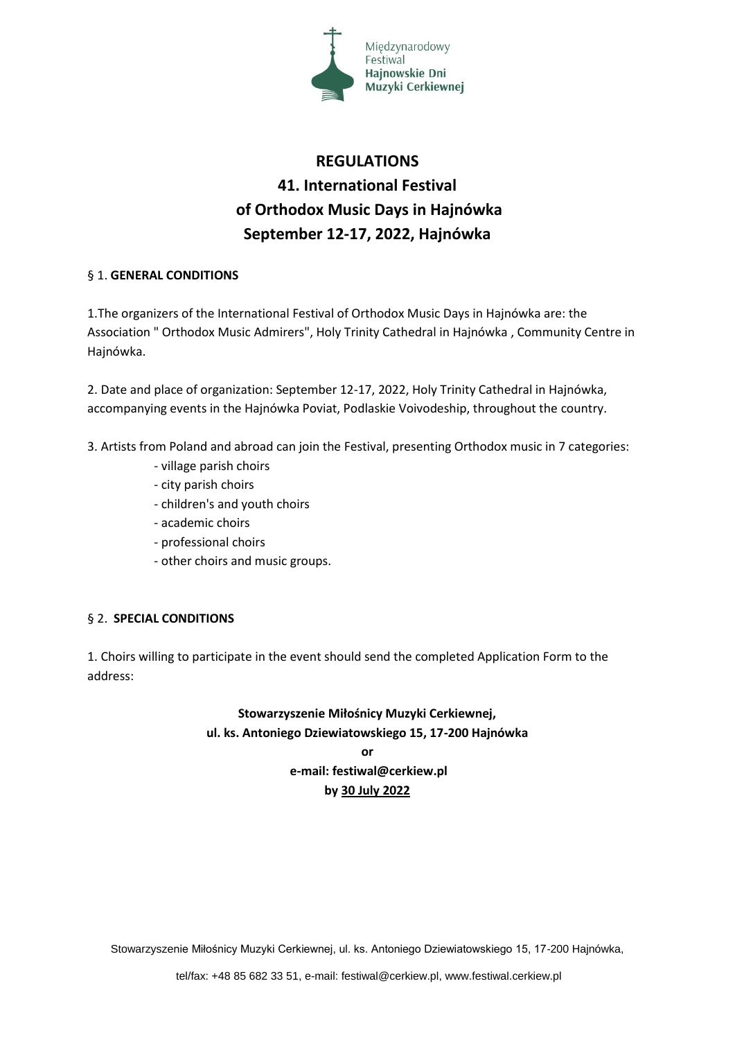Międzynarodowy Festiwal Hajnowskie Dni Muzyki Cerkiewnej

# REGULATIONS
# 41. International Festival of Orthodox Music Days in Hajnówka
# September 12-17, 2022, Hajnówka

## § 1. **GENERAL CONDITIONS**

1.The organizers of the International Festival of Orthodox Music Days in Hajnówka are: the Association " Orthodox Music Admirers", Holy Trinity Cathedral in Hajnówka , Community Centre in Hajnówka.

2. Date and place of organization: September 12-17, 2022, Holy Trinity Cathedral in Hajnówka, accompanying events in the Hajnówka Poviat, Podlaskie Voivodeship, throughout the country.

3. Artists from Poland and abroad can join the Festival, presenting Orthodox music in 7 categories:
   - village parish choirs
   - city parish choirs
   - children's and youth choirs
   - academic choirs
   - professional choirs
   - other choirs and music groups.

## § 2. **SPECIAL CONDITIONS**

1. Choirs willing to participate in the event should send the completed Application Form to the address:

**Stowarzyszenie Miłośnicy Muzyki Cerkiewnej,**
**ul. ks. Antoniego Dziewiatowskiego 15, 17-200 Hajnówka**
**or**
**e-mail: festiwal@cerkiew.pl**
**by 30 July 2022**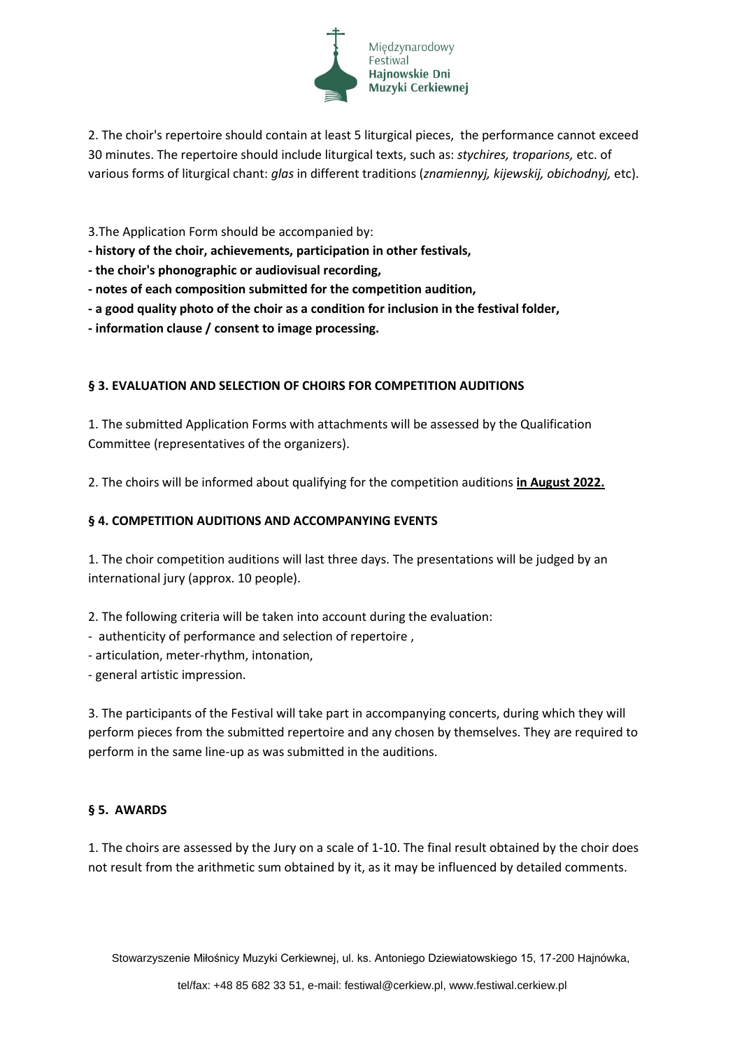2. The choir's repertoire should contain at least 5 liturgical pieces, the performance cannot exceed 30 minutes. The repertoire should include liturgical texts, such as: *stychires, troparions,* etc. of various forms of liturgical chant: *glas* in different traditions (*znamiennyj, kijewskij, obichodnyj,* etc).

3.The Application Form should be accompanied by:

- **history of the choir, achievements, participation in other festivals,**
- **the choir's phonographic or audiovisual recording,**
- **notes of each composition submitted for the competition audition,**
- **a good quality photo of the choir as a condition for inclusion in the festival folder,**
- **information clause / consent to image processing.**

### § 3. EVALUATION AND SELECTION OF CHOIRS FOR COMPETITION AUDITIONS

1. The submitted Application Forms with attachments will be assessed by the Qualification Committee (representatives of the organizers).

2. The choirs will be informed about qualifying for the competition auditions **in August 2022.**

### § 4. COMPETITION AUDITIONS AND ACCOMPANYING EVENTS

1. The choir competition auditions will last three days. The presentations will be judged by an international jury (approx. 10 people).

2. The following criteria will be taken into account during the evaluation:

- authenticity of performance and selection of repertoire ,
- articulation, meter-rhythm, intonation,
- general artistic impression.

3. The participants of the Festival will take part in accompanying concerts, during which they will perform pieces from the submitted repertoire and any chosen by themselves. They are required to perform in the same line-up as was submitted in the auditions.

### § 5. AWARDS

1. The choirs are assessed by the Jury on a scale of 1-10. The final result obtained by the choir does not result from the arithmetic sum obtained by it, as it may be influenced by detailed comments.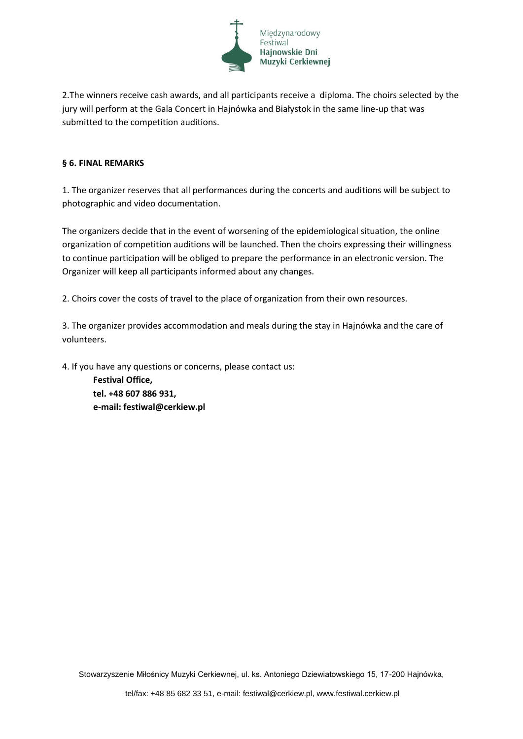2.The winners receive cash awards, and all participants receive a diploma. The choirs selected by the jury will perform at the Gala Concert in Hajnówka and Białystok in the same line-up that was submitted to the competition auditions.

**§ 6. FINAL REMARKS**

1. The organizer reserves that all performances during the concerts and auditions will be subject to photographic and video documentation.

The organizers decide that in the event of worsening of the epidemiological situation, the online organization of competition auditions will be launched. Then the choirs expressing their willingness to continue participation will be obliged to prepare the performance in an electronic version. The Organizer will keep all participants informed about any changes.

2. Choirs cover the costs of travel to the place of organization from their own resources.

3. The organizer provides accommodation and meals during the stay in Hajnówka and the care of volunteers.

4. If you have any questions or concerns, please contact us:

**Festival Office,**
**tel. +48 607 886 931,**
**e-mail: festiwal@cerkiew.pl**